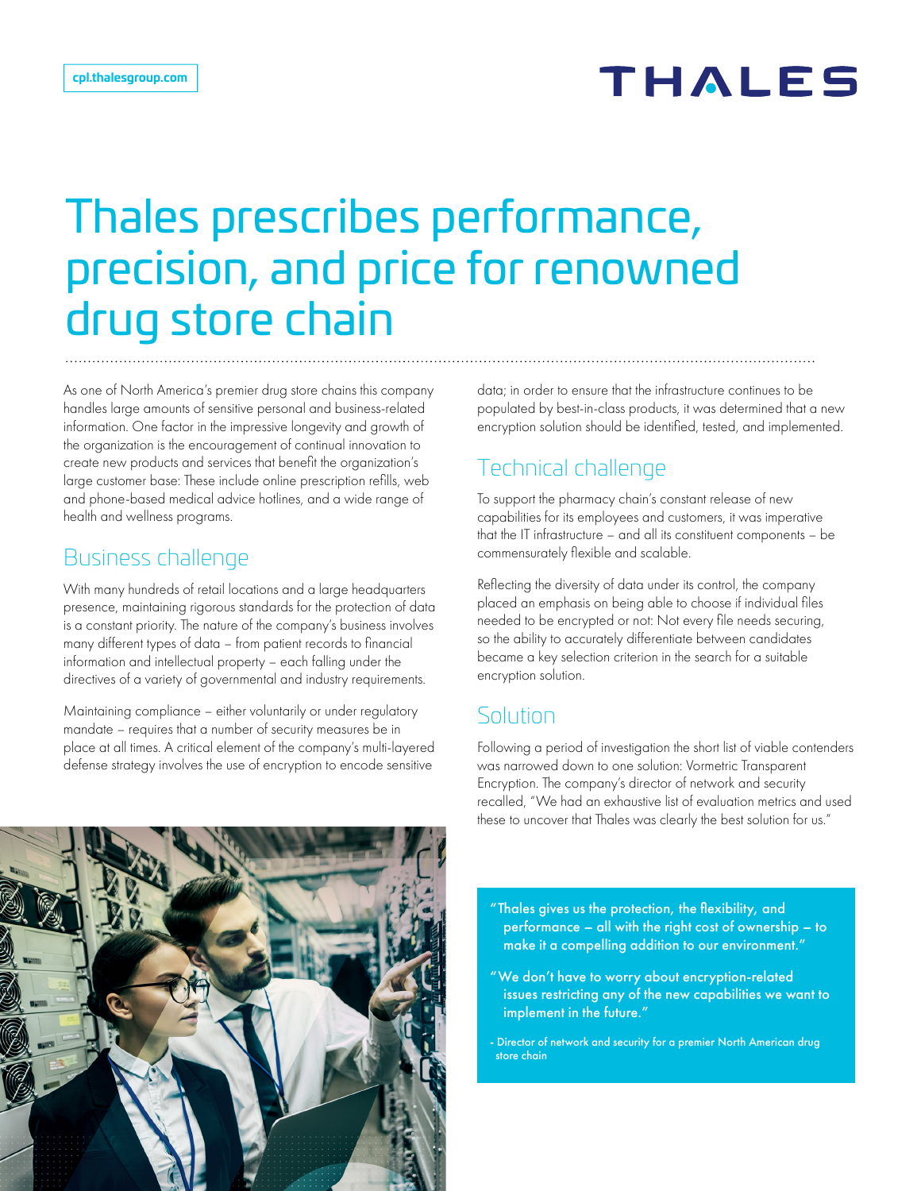cpl.thalesgroup.com

THALES

# Thales prescribes performance, precision, and price for renowned drug store chain

As one of North America's premier drug store chains this company handles large amounts of sensitive personal and business-related information. One factor in the impressive longevity and growth of the organization is the encouragement of continual innovation to create new products and services that benefit the organization's large customer base: These include online prescription refills, web and phone-based medical advice hotlines, and a wide range of health and wellness programs.

## Business challenge

With many hundreds of retail locations and a large headquarters presence, maintaining rigorous standards for the protection of data is a constant priority. The nature of the company's business involves many different types of data – from patient records to financial information and intellectual property – each falling under the directives of a variety of governmental and industry requirements.

Maintaining compliance – either voluntarily or under regulatory mandate – requires that a number of security measures be in place at all times. A critical element of the company's multi-layered defense strategy involves the use of encryption to encode sensitive data; in order to ensure that the infrastructure continues to be populated by best-in-class products, it was determined that a new encryption solution should be identified, tested, and implemented.

## Technical challenge

To support the pharmacy chain's constant release of new capabilities for its employees and customers, it was imperative that the IT infrastructure – and all its constituent components – be commensurately flexible and scalable.

Reflecting the diversity of data under its control, the company placed an emphasis on being able to choose if individual files needed to be encrypted or not: Not every file needs securing, so the ability to accurately differentiate between candidates became a key selection criterion in the search for a suitable encryption solution.

## Solution

Following a period of investigation the short list of viable contenders was narrowed down to one solution: Vormetric Transparent Encryption. The company's director of network and security recalled, "We had an exhaustive list of evaluation metrics and used these to uncover that Thales was clearly the best solution for us."

> "Thales gives us the protection, the flexibility, and performance – all with the right cost of ownership – to make it a compelling addition to our environment."
>
> "We don't have to worry about encryption-related issues restricting any of the new capabilities we want to implement in the future."
>
> - Director of network and security for a premier North American drug store chain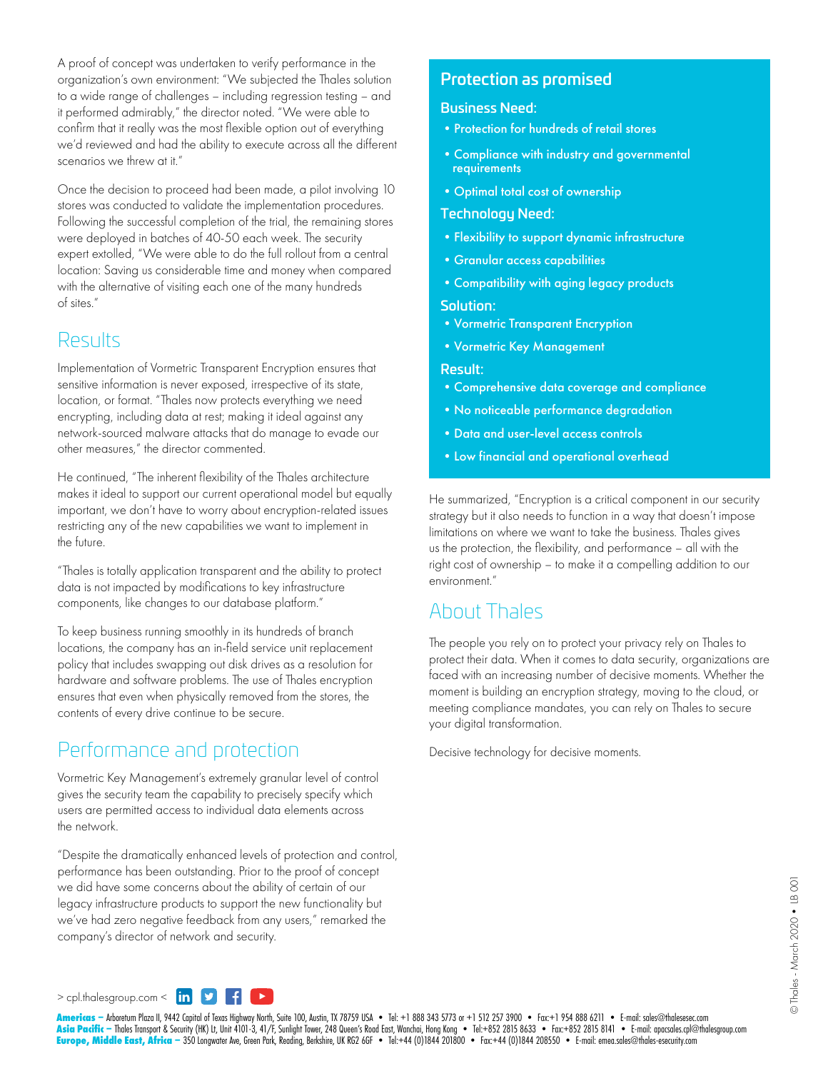A proof of concept was undertaken to verify performance in the organization's own environment: "We subjected the Thales solution to a wide range of challenges – including regression testing – and it performed admirably," the director noted. "We were able to confirm that it really was the most flexible option out of everything we'd reviewed and had the ability to execute across all the different scenarios we threw at it."

Once the decision to proceed had been made, a pilot involving 10 stores was conducted to validate the implementation procedures. Following the successful completion of the trial, the remaining stores were deployed in batches of 40-50 each week. The security expert extolled, "We were able to do the full rollout from a central location: Saving us considerable time and money when compared with the alternative of visiting each one of the many hundreds of sites."

## Results

Implementation of Vormetric Transparent Encryption ensures that sensitive information is never exposed, irrespective of its state, location, or format. "Thales now protects everything we need encrypting, including data at rest; making it ideal against any network-sourced malware attacks that do manage to evade our other measures," the director commented.

He continued, "The inherent flexibility of the Thales architecture makes it ideal to support our current operational model but equally important, we don't have to worry about encryption-related issues restricting any of the new capabilities we want to implement in the future.

"Thales is totally application transparent and the ability to protect data is not impacted by modifications to key infrastructure components, like changes to our database platform."

To keep business running smoothly in its hundreds of branch locations, the company has an in-field service unit replacement policy that includes swapping out disk drives as a resolution for hardware and software problems. The use of Thales encryption ensures that even when physically removed from the stores, the contents of every drive continue to be secure.

## Performance and protection

Vormetric Key Management's extremely granular level of control gives the security team the capability to precisely specify which users are permitted access to individual data elements across the network.

"Despite the dramatically enhanced levels of protection and control, performance has been outstanding. Prior to the proof of concept we did have some concerns about the ability of certain of our legacy infrastructure products to support the new functionality but we've had zero negative feedback from any users," remarked the company's director of network and security.

## Protection as promised

### Business Need:

- Protection for hundreds of retail stores
- Compliance with industry and governmental requirements
- Optimal total cost of ownership

### Technology Need:

- Flexibility to support dynamic infrastructure
- Granular access capabilities
- Compatibility with aging legacy products

### Solution:

- Vormetric Transparent Encryption
- Vormetric Key Management

### Result:

- Comprehensive data coverage and compliance
- No noticeable performance degradation
- Data and user-level access controls
- Low financial and operational overhead

He summarized, "Encryption is a critical component in our security strategy but it also needs to function in a way that doesn't impose limitations on where we want to take the business. Thales gives us the protection, the flexibility, and performance – all with the right cost of ownership – to make it a compelling addition to our environment."

## About Thales

The people you rely on to protect your privacy rely on Thales to protect their data. When it comes to data security, organizations are faced with an increasing number of decisive moments. Whether the moment is building an encryption strategy, moving to the cloud, or meeting compliance mandates, you can rely on Thales to secure your digital transformation.

Decisive technology for decisive moments.

> cpl.thalesgroup.com <

**Americas –** Arboretum Plaza II, 9442 Capital of Texas Highway North, Suite 100, Austin, TX 78759 USA • Tel: +1 888 343 5773 or +1 512 257 3900 • Fax:+1 954 888 6211 • E-mail: sales@thalesesec.com
**Asia Pacific –** Thales Transport & Security (HK) Lt, Unit 4101-3, 41/F, Sunlight Tower, 248 Queen's Road East, Wanchai, Hong Kong • Tel:+852 2815 8633 • Fax:+852 2815 8141 • E-mail: apacsales.cpl@thalesgroup.com
**Europe, Middle East, Africa –** 350 Longwater Ave, Green Park, Reading, Berkshire, UK RG2 6GF • Tel:+44 (0)1844 201800 • Fax:+44 (0)1844 208550 • E-mail: emea.sales@thales-esecurity.com

© Thales - March 2020 • LB 001